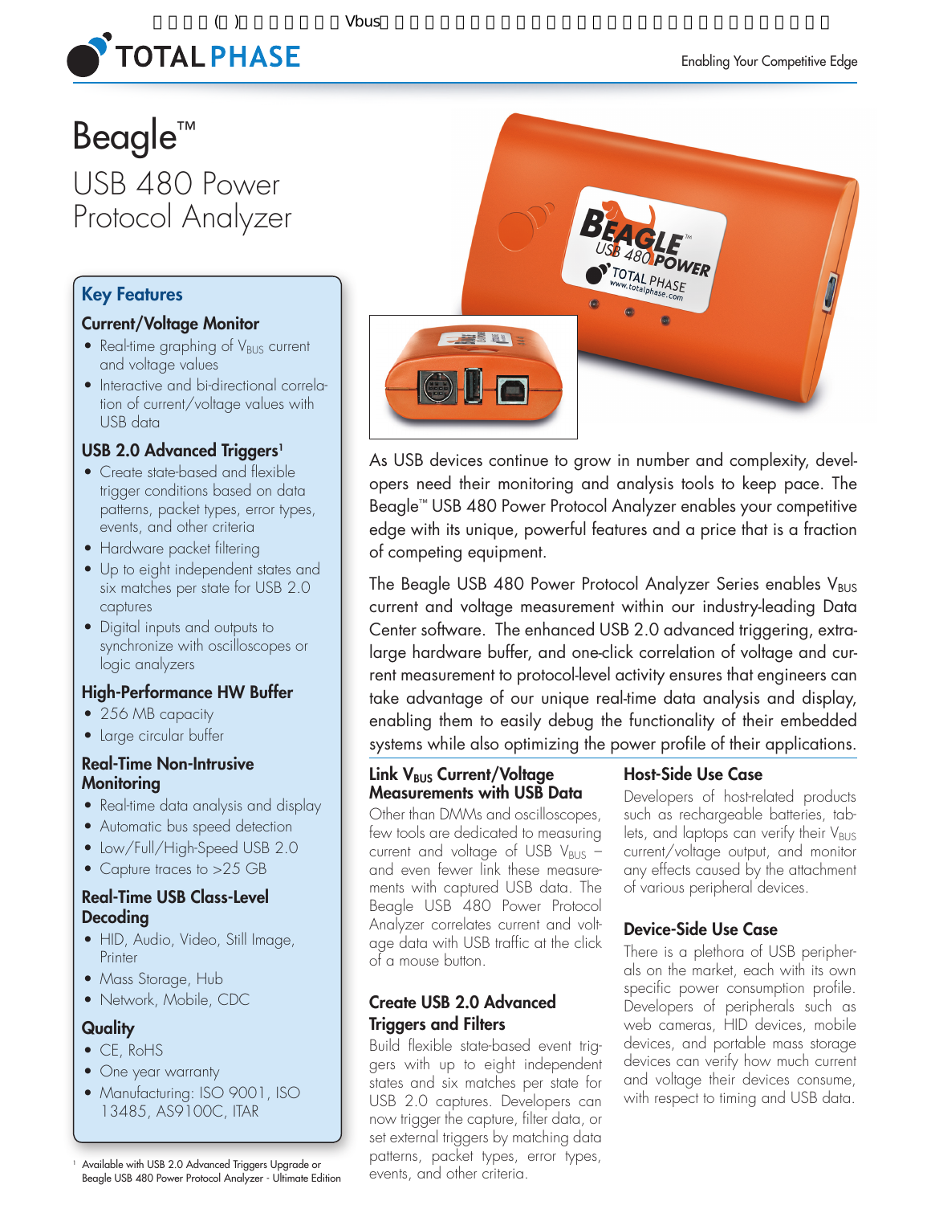# Beagle™

## USB 480 Power Protocol Analyzer

## Key Features

### Current/Voltage Monitor

- Real-time graphing of $V_{BUS}$ current and voltage values
- Interactive and bi-directional correlation of current/voltage values with USB data

### USB 2.0 Advanced Triggers[1]

- Create state-based and flexible trigger conditions based on data patterns, packet types, error types, events, and other criteria
- Hardware packet filtering
- Up to eight independent states and six matches per state for USB 2.0 captures
- Digital inputs and outputs to synchronize with oscilloscopes or logic analyzers

### High-Performance HW Buffer

- 256 MB capacity
- Large circular buffer

### Real-Time Non-Intrusive Monitoring

- Real-time data analysis and display
- Automatic bus speed detection
- Low/Full/High-Speed USB 2.0
- Capture traces to >25 GB

### Real-Time USB Class-Level Decoding

- HID, Audio, Video, Still Image, Printer
- Mass Storage, Hub
- Network, Mobile, CDC

### Quality

- CE, RoHS
- One year warranty
- Manufacturing: ISO 9001, ISO 13485, AS9100C, ITAR

[1] Available with USB 2.0 Advanced Triggers Upgrade or Beagle USB 480 Power Protocol Analyzer - Ultimate Edition

As USB devices continue to grow in number and complexity, developers need their monitoring and analysis tools to keep pace. The Beagle™ USB 480 Power Protocol Analyzer enables your competitive edge with its unique, powerful features and a price that is a fraction of competing equipment.

The Beagle USB 480 Power Protocol Analyzer Series enables $V_{BUS}$ current and voltage measurement within our industry-leading Data Center software. The enhanced USB 2.0 advanced triggering, extra-large hardware buffer, and one-click correlation of voltage and current measurement to protocol-level activity ensures that engineers can take advantage of our unique real-time data analysis and display, enabling them to easily debug the functionality of their embedded systems while also optimizing the power profile of their applications.

### Link $V_{BUS}$ Current/Voltage Measurements with USB Data

Other than DMMs and oscilloscopes, few tools are dedicated to measuring current and voltage of USB $V_{BUS}$ – and even fewer link these measurements with captured USB data. The Beagle USB 480 Power Protocol Analyzer correlates current and voltage data with USB traffic at the click of a mouse button.

### Create USB 2.0 Advanced Triggers and Filters

Build flexible state-based event triggers with up to eight independent states and six matches per state for USB 2.0 captures. Developers can now trigger the capture, filter data, or set external triggers by matching data patterns, packet types, error types, events, and other criteria.

### Host-Side Use Case

Developers of host-related products such as rechargeable batteries, tablets, and laptops can verify their $V_{BUS}$ current/voltage output, and monitor any effects caused by the attachment of various peripheral devices.

### Device-Side Use Case

There is a plethora of USB peripherals on the market, each with its own specific power consumption profile. Developers of peripherals such as web cameras, HID devices, mobile devices, and portable mass storage devices can verify how much current and voltage their devices consume, with respect to timing and USB data.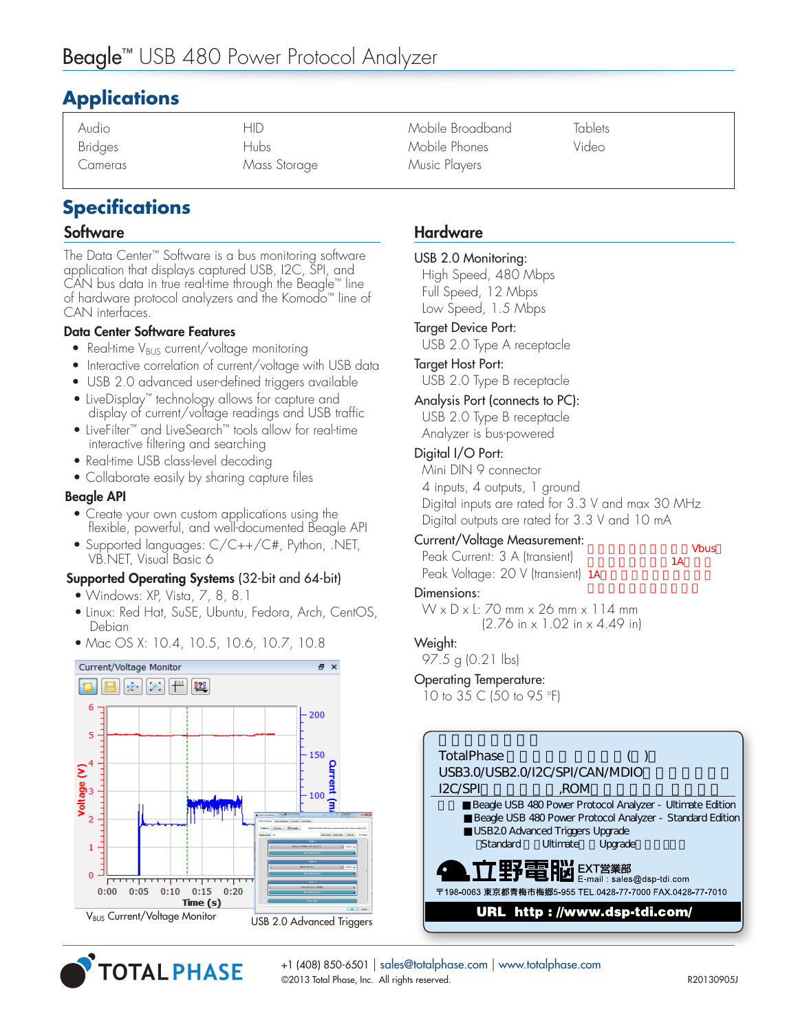# Beagle™ USB 480 Power Protocol Analyzer

## Applications

| | | | |
|---|---|---|---|
| Audio | HID | Mobile Broadband | Tablets |
| Bridges | Hubs | Mobile Phones | Video |
| Cameras | Mass Storage | Music Players | |

## Specifications

### Software

The Data Center™ Software is a bus monitoring software application that displays captured USB, I2C, SPI, and CAN bus data in true real-time through the Beagle™ line of hardware protocol analyzers and the Komodo™ line of CAN interfaces.

**Data Center Software Features**

- Real-time $V_{BUS}$ current/voltage monitoring
- Interactive correlation of current/voltage with USB data
- USB 2.0 advanced user-defined triggers available
- LiveDisplay™ technology allows for capture and display of current/voltage readings and USB traffic
- LiveFilter™ and LiveSearch™ tools allow for real-time interactive filtering and searching
- Real-time USB class-level decoding
- Collaborate easily by sharing capture files

**Beagle API**

- Create your own custom applications using the flexible, powerful, and well-documented Beagle API
- Supported languages: C/C++/C#, Python, .NET, VB.NET, Visual Basic 6

**Supported Operating Systems** (32-bit and 64-bit)

- Windows: XP, Vista, 7, 8, 8.1
- Linux: Red Hat, SuSE, Ubuntu, Fedora, Arch, CentOS, Debian
- Mac OS X: 10.4, 10.5, 10.6, 10.7, 10.8

Current/Voltage Monitor

Voltage (V)
Current (mA)
6
5
4
3
2
1
0
200
150
100
0:00 0:05 0:10 0:15 0:20
Time (s)

$V_{BUS}$ Current/Voltage Monitor

USB 2.0 Advanced Triggers

### Hardware

**USB 2.0 Monitoring:**
High Speed, 480 Mbps
Full Speed, 12 Mbps
Low Speed, 1.5 Mbps

**Target Device Port:**
USB 2.0 Type A receptacle

**Target Host Port:**
USB 2.0 Type B receptacle

**Analysis Port (connects to PC):**
USB 2.0 Type B receptacle
Analyzer is bus-powered

**Digital I/O Port:**
Mini DIN 9 connector
4 inputs, 4 outputs, 1 ground
Digital inputs are rated for 3.3 V and max 30 MHz
Digital outputs are rated for 3.3 V and 10 mA

**Current/Voltage Measurement:**
Peak Current: 3 A (transient)
Peak Voltage: 20 V (transient)

**Dimensions:**
W x D x L: 70 mm x 26 mm x 114 mm
(2.76 in x 1.02 in x 4.49 in)

**Weight:**
97.5 g (0.21 lbs)

**Operating Temperature:**
10 to 35 C (50 to 95 °F)

TotalPhase
USB3.0/USB2.0/I2C/SPI/CAN/MDIO
I2C/SPI ,ROM
■Beagle USB 480 Power Protocol Analyzer - Ultimate Edition
■Beagle USB 480 Power Protocol Analyzer - Standard Edition
■USB2.0 Advanced Triggers Upgrade
Standard Ultimate Upgrade

立野電脳 EXT営業部
E-mail : sales@dsp-tdi.com
〒198-0063 東京都青梅市梅郷5-955 TEL.0428-77-7000 FAX.0428-77-7010
URL http : //www.dsp-tdi.com/

TOTAL PHASE

+1 (408) 850-6501 | sales@totalphase.com | www.totalphase.com
©2013 Total Phase, Inc. All rights reserved.

R20130905J